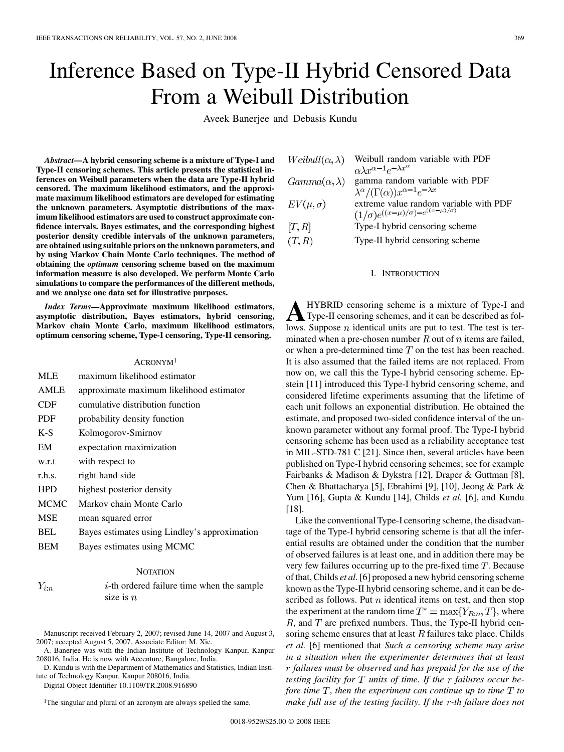# Inference Based on Type-II Hybrid Censored Data From a Weibull Distribution

Aveek Banerjee and Debasis Kundu

***Abstract*—A hybrid censoring scheme is a mixture of Type-I and Type-II censoring schemes. This article presents the statistical inferences on Weibull parameters when the data are Type-II hybrid censored. The maximum likelihood estimators, and the approximate maximum likelihood estimators are developed for estimating the unknown parameters. Asymptotic distributions of the maximum likelihood estimators are used to construct approximate confidence intervals. Bayes estimates, and the corresponding highest posterior density credible intervals of the unknown parameters, are obtained using suitable priors on the unknown parameters, and by using Markov Chain Monte Carlo techniques. The method of obtaining the *optimum* censoring scheme based on the maximum information measure is also developed. We perform Monte Carlo simulations to compare the performances of the different methods, and we analyse one data set for illustrative purposes.**

***Index Terms*—Approximate maximum likelihood estimators, asymptotic distribution, Bayes estimators, hybrid censoring, Markov chain Monte Carlo, maximum likelihood estimators, optimum censoring scheme, Type-I censoring, Type-II censoring.**

## ACRONYM[1]

| | |
|---|---|
| MLE | maximum likelihood estimator |
| AMLE | approximate maximum likelihood estimator |
| CDF | cumulative distribution function |
| PDF | probability density function |
| K-S | Kolmogorov-Smirnov |
| EM | expectation maximization |
| w.r.t | with respect to |
| r.h.s. | right hand side |
| HPD | highest posterior density |
| MCMC | Markov chain Monte Carlo |
| MSE | mean squared error |
| BEL | Bayes estimates using Lindley's approximation |
| BEM | Bayes estimates using MCMC |

## NOTATION

| | |
|---|---|
| $Y_{i:n}$ | $i$-th ordered failure time when the sample size is $n$ |
| $Weibull(\alpha, \lambda)$ | Weibull random variable with PDF $\alpha\lambda x^{\alpha-1}e^{-\lambda x^{\alpha}}$ |
| $Gamma(\alpha, \lambda)$ | gamma random variable with PDF $\lambda^{\alpha}/(\Gamma(\alpha))x^{\alpha-1}e^{-\lambda x}$ |
| $EV(\mu, \sigma)$ | extreme value random variable with PDF $(1/\sigma)e^{((x-\mu)/\sigma)-e^{((x-\mu)/\sigma)}}$ |
| $[T, R]$ | Type-I hybrid censoring scheme |
| $(T, R)$ | Type-II hybrid censoring scheme |

Manuscript received February 2, 2007; revised June 14, 2007 and August 3, 2007; accepted August 5, 2007. Associate Editor: M. Xie.

A. Banerjee was with the Indian Institute of Technology Kanpur, Kanpur 208016, India. He is now with Accenture, Bangalore, India.

D. Kundu is with the Department of Mathematics and Statistics, Indian Institute of Technology Kanpur, Kanpur 208016, India.

Digital Object Identifier 10.1109/TR.2008.916890

[1]The singular and plural of an acronym are always spelled the same.

## I. INTRODUCTION

A HYBRID censoring scheme is a mixture of Type-I and Type-II censoring schemes, and it can be described as follows. Suppose $n$ identical units are put to test. The test is terminated when a pre-chosen number $R$ out of $n$ items are failed, or when a pre-determined time $T$ on the test has been reached. It is also assumed that the failed items are not replaced. From now on, we call this the Type-I hybrid censoring scheme. Epstein [11] introduced this Type-I hybrid censoring scheme, and considered lifetime experiments assuming that the lifetime of each unit follows an exponential distribution. He obtained the estimate, and proposed two-sided confidence interval of the unknown parameter without any formal proof. The Type-I hybrid censoring scheme has been used as a reliability acceptance test in MIL-STD-781 C [21]. Since then, several articles have been published on Type-I hybrid censoring schemes; see for example Fairbanks & Madison & Dykstra [12], Draper & Guttman [8], Chen & Bhattacharya [5], Ebrahimi [9], [10], Jeong & Park & Yum [16], Gupta & Kundu [14], Childs *et al.* [6], and Kundu [18].

Like the conventional Type-I censoring scheme, the disadvantage of the Type-I hybrid censoring scheme is that all the inferential results are obtained under the condition that the number of observed failures is at least one, and in addition there may be very few failures occurring up to the pre-fixed time $T$. Because of that, Childs *et al.* [6] proposed a new hybrid censoring scheme known as the Type-II hybrid censoring scheme, and it can be described as follows. Put $n$ identical items on test, and then stop the experiment at the random time $T^{*} = \max\{Y_{R:n}, T\}$, where $R$, and $T$ are prefixed numbers. Thus, the Type-II hybrid censoring scheme ensures that at least $R$ failures take place. Childs *et al.* [6] mentioned that *Such a censoring scheme may arise in a situation when the experimenter determines that at least $r$ failures must be observed and has prepaid for the use of the testing facility for $T$ units of time. If the $r$ failures occur before time $T$, then the experiment can continue up to time $T$ to make full use of the testing facility. If the $r$-th failure does not*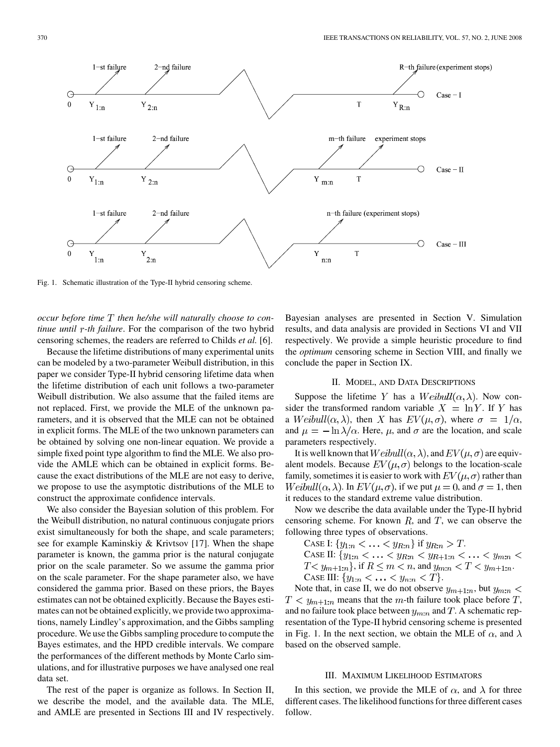Fig. 1. Schematic illustration of the Type-II hybrid censoring scheme.

*occur before time $T$ then he/she will naturally choose to continue until $r$-th failure*. For the comparison of the two hybrid censoring schemes, the readers are referred to Childs *et al.* [6].

Because the lifetime distributions of many experimental units can be modeled by a two-parameter Weibull distribution, in this paper we consider Type-II hybrid censoring lifetime data when the lifetime distribution of each unit follows a two-parameter Weibull distribution. We also assume that the failed items are not replaced. First, we provide the MLE of the unknown parameters, and it is observed that the MLE can not be obtained in explicit forms. The MLE of the two unknown parameters can be obtained by solving one non-linear equation. We provide a simple fixed point type algorithm to find the MLE. We also provide the AMLE which can be obtained in explicit forms. Because the exact distributions of the MLE are not easy to derive, we propose to use the asymptotic distributions of the MLE to construct the approximate confidence intervals.

We also consider the Bayesian solution of this problem. For the Weibull distribution, no natural continuous conjugate priors exist simultaneously for both the shape, and scale parameters; see for example Kaminskiy & Krivtsov [17]. When the shape parameter is known, the gamma prior is the natural conjugate prior on the scale parameter. So we assume the gamma prior on the scale parameter. For the shape parameter also, we have considered the gamma prior. Based on these priors, the Bayes estimates can not be obtained explicitly. Because the Bayes estimates can not be obtained explicitly, we provide two approximations, namely Lindley's approximation, and the Gibbs sampling procedure. We use the Gibbs sampling procedure to compute the Bayes estimates, and the HPD credible intervals. We compare the performances of the different methods by Monte Carlo simulations, and for illustrative purposes we have analysed one real data set.

The rest of the paper is organize as follows. In Section II, we describe the model, and the available data. The MLE, and AMLE are presented in Sections III and IV respectively. Bayesian analyses are presented in Section V. Simulation results, and data analysis are provided in Sections VI and VII respectively. We provide a simple heuristic procedure to find the *optimum* censoring scheme in Section VIII, and finally we conclude the paper in Section IX.

## II. Model, and Data Descriptions

Suppose the lifetime $Y$ has a $Weibull(\alpha, \lambda)$. Now consider the transformed random variable $X = \ln Y$. If $Y$ has a $Weibull(\alpha, \lambda)$, then $X$ has $EV(\mu, \sigma)$, where $\sigma = 1/\alpha$, and $\mu = -\ln \lambda / \alpha$. Here, $\mu$, and $\sigma$ are the location, and scale parameters respectively.

It is well known that $Weibull(\alpha, \lambda)$, and $EV(\mu, \sigma)$ are equivalent models. Because $EV(\mu, \sigma)$ belongs to the location-scale family, sometimes it is easier to work with $EV(\mu, \sigma)$ rather than $Weibull(\alpha, \lambda)$. In $EV(\mu, \sigma)$, if we put $\mu = 0$, and $\sigma = 1$, then it reduces to the standard extreme value distribution.

Now we describe the data available under the Type-II hybrid censoring scheme. For known $R$, and $T$, we can observe the following three types of observations.

Case I: $\{y_{1:n} < \ldots < y_{R:n}\}$ if $y_{R:n} > T$.

Case II: $\{y_{1:n} < \ldots < y_{R:n} < y_{R+1:n} < \ldots < y_{m:n} < T < y_{m+1:n}\}$, if $R \leq m < n$, and $y_{m:n} < T < y_{m+1:n}$.

Case III: $\{y_{1:n} < \ldots < y_{n:n} < T\}$.

Note that, in case II, we do not observe $y_{m+1:n}$, but $y_{m:n} < T < y_{m+1:n}$ means that the $m$-th failure took place before $T$, and no failure took place between $y_{m:n}$ and $T$. A schematic representation of the Type-II hybrid censoring scheme is presented in Fig. 1. In the next section, we obtain the MLE of $\alpha$, and $\lambda$ based on the observed sample.

## III. Maximum Likelihood Estimators

In this section, we provide the MLE of $\alpha$, and $\lambda$ for three different cases. The likelihood functions for three different cases follow.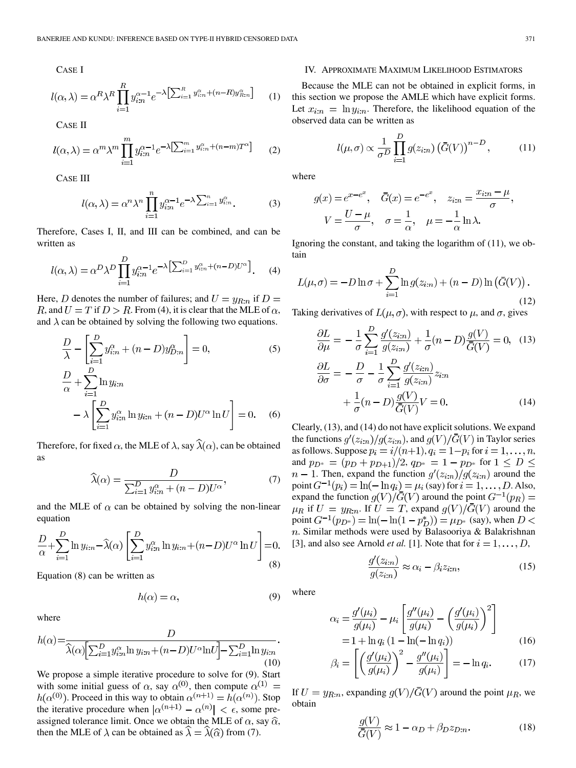CASE I

$$l(\alpha,\lambda) = \alpha^R \lambda^R \prod_{i=1}^{R} y_{i:n}^{\alpha-1} e^{-\lambda\left[\sum_{i=1}^{R} y_{i:n}^{\alpha} + (n-R) y_{R:n}^{\alpha}\right]} \quad (1)$$

CASE II

$$l(\alpha,\lambda) = \alpha^m \lambda^m \prod_{i=1}^{m} y_{i:n}^{\alpha-1} e^{-\lambda\left[\sum_{i=1}^{m} y_{i:n}^{\alpha} + (n-m) T^{\alpha}\right]} \quad (2)$$

CASE III

$$l(\alpha,\lambda) = \alpha^n \lambda^n \prod_{i=1}^{n} y_{i:n}^{\alpha-1} e^{-\lambda \sum_{i=1}^{n} y_{i:n}^{\alpha}}. \quad (3)$$

Therefore, Cases I, II, and III can be combined, and can be written as

$$l(\alpha,\lambda) = \alpha^D \lambda^D \prod_{i=1}^{D} y_{i:n}^{\alpha-1} e^{-\lambda\left[\sum_{i=1}^{D} y_{i:n}^{\alpha} + (n-D) U^{\alpha}\right]}. \quad (4)$$

Here, $D$ denotes the number of failures; and $U = y_{R:n}$ if $D = R$, and $U = T$ if $D > R$. From (4), it is clear that the MLE of $\alpha$, and $\lambda$ can be obtained by solving the following two equations.

$$\frac{D}{\lambda} - \left[\sum_{i=1}^{D} y_{i:n}^{\alpha} + (n-D) y_{D:n}^{\alpha}\right] = 0, \quad (5)$$

$$\frac{D}{\alpha} + \sum_{i=1}^{D} \ln y_{i:n} - \lambda\left[\sum_{i=1}^{D} y_{i:n}^{\alpha} \ln y_{i:n} + (n-D) U^{\alpha} \ln U\right] = 0. \quad (6)$$

Therefore, for fixed $\alpha$, the MLE of $\lambda$, say $\widehat{\lambda}(\alpha)$, can be obtained as

$$\widehat{\lambda}(\alpha) = \frac{D}{\sum_{i=1}^{D} y_{i:n}^{\alpha} + (n-D) U^{\alpha}}, \quad (7)$$

and the MLE of $\alpha$ can be obtained by solving the non-linear equation

$$\frac{D}{\alpha} + \sum_{i=1}^{D} \ln y_{i:n} - \widehat{\lambda}(\alpha)\left[\sum_{i=1}^{D} y_{i:n}^{\alpha} \ln y_{i:n} + (n-D) U^{\alpha} \ln U\right] = 0. \quad (8)$$

Equation (8) can be written as

$$h(\alpha) = \alpha, \quad (9)$$

where

$$h(\alpha) = \frac{D}{\widehat{\lambda}(\alpha)\left[\sum_{i=1}^{D} y_{i:n}^{\alpha} \ln y_{i:n} + (n-D) U^{\alpha} \ln U\right] - \sum_{i=1}^{D} \ln y_{i:n}}. \quad (10)$$

We propose a simple iterative procedure to solve for (9). Start with some initial guess of $\alpha$, say $\alpha^{(0)}$, then compute $\alpha^{(1)} = h(\alpha^{(0)})$. Proceed in this way to obtain $\alpha^{(n+1)} = h(\alpha^{(n)})$. Stop the iterative procedure when $|\alpha^{(n+1)} - \alpha^{(n)}| < \epsilon$, some pre-assigned tolerance limit. Once we obtain the MLE of $\alpha$, say $\widehat{\alpha}$, then the MLE of $\lambda$ can be obtained as $\widehat{\lambda} = \widehat{\lambda}(\widehat{\alpha})$ from (7).

## IV. APPROXIMATE MAXIMUM LIKELIHOOD ESTIMATORS

Because the MLE can not be obtained in explicit forms, in this section we propose the AMLE which have explicit forms. Let $x_{i:n} = \ln y_{i:n}$. Therefore, the likelihood equation of the observed data can be written as

$$l(\mu,\sigma) \propto \frac{1}{\sigma^D} \prod_{i=1}^{D} g(z_{i:n}) \left(\bar{G}(V)\right)^{n-D}, \quad (11)$$

where

$$g(x) = e^{x-e^x}, \quad \bar{G}(x) = e^{-e^x}, \quad z_{i:n} = \frac{x_{i:n} - \mu}{\sigma},$$
$$V = \frac{U - \mu}{\sigma}, \quad \sigma = \frac{1}{\alpha}, \quad \mu = -\frac{1}{\alpha} \ln \lambda.$$

Ignoring the constant, and taking the logarithm of (11), we obtain

$$L(\mu,\sigma) = -D \ln \sigma + \sum_{i=1}^{D} \ln g(z_{i:n}) + (n-D) \ln\left(\bar{G}(V)\right). \quad (12)$$

Taking derivatives of $L(\mu,\sigma)$, with respect to $\mu$, and $\sigma$, gives

$$\frac{\partial L}{\partial \mu} = -\frac{1}{\sigma} \sum_{i=1}^{D} \frac{g'(z_{i:n})}{g(z_{i:n})} + \frac{1}{\sigma}(n-D) \frac{g(V)}{\bar{G}(V)} = 0, \quad (13)$$

$$\frac{\partial L}{\partial \sigma} = -\frac{D}{\sigma} - \frac{1}{\sigma} \sum_{i=1}^{D} \frac{g'(z_{i:n})}{g(z_{i:n})} z_{i:n} + \frac{1}{\sigma}(n-D) \frac{g(V)}{\bar{G}(V)} V = 0. \quad (14)$$

Clearly, (13), and (14) do not have explicit solutions. We expand the functions $g'(z_{i:n})/g(z_{i:n})$, and $g(V)/\bar{G}(V)$ in Taylor series as follows. Suppose $p_i = i/(n+1)$, $q_i = 1 - p_i$ for $i = 1, \ldots, n$, and $p_{D^*} = (p_D + p_{D+1})/2$, $q_{D^*} = 1 - p_{D^*}$ for $1 \leq D \leq n-1$. Then, expand the function $g'(z_{i:n})/g(z_{i:n})$ around the point $G^{-1}(p_i) = \ln(-\ln q_i) = \mu_i$ (say) for $i = 1, \ldots, D$. Also, expand the function $g(V)/\bar{G}(V)$ around the point $G^{-1}(p_R) = \mu_R$ if $U = y_{R:n}$. If $U = T$, expand $g(V)/\bar{G}(V)$ around the point $G^{-1}(p_{D^*}) = \ln(-\ln(1 - p_D^*)) = \mu_{D^*}$ (say), when $D < n$. Similar methods were used by Balasooriya & Balakrishnan [3], and also see Arnold *et al.* [1]. Note that for $i = 1, \ldots, D$,

$$\frac{g'(z_{i:n})}{g(z_{i:n})} \approx \alpha_i - \beta_i z_{i:n}, \quad (15)$$

where

$$\alpha_i = \frac{g'(\mu_i)}{g(\mu_i)} - \mu_i\left[\frac{g''(\mu_i)}{g(\mu_i)} - \left(\frac{g'(\mu_i)}{g(\mu_i)}\right)^2\right] = 1 + \ln q_i \left(1 - \ln(-\ln q_i)\right) \quad (16)$$

$$\beta_i = \left[\left(\frac{g'(\mu_i)}{g(\mu_i)}\right)^2 - \frac{g''(\mu_i)}{g(\mu_i)}\right] = -\ln q_i. \quad (17)$$

If $U = y_{R:n}$, expanding $g(V)/\bar{G}(V)$ around the point $\mu_R$, we obtain

$$\frac{g(V)}{\bar{G}(V)} \approx 1 - \alpha_D + \beta_D z_{D:n}. \quad (18)$$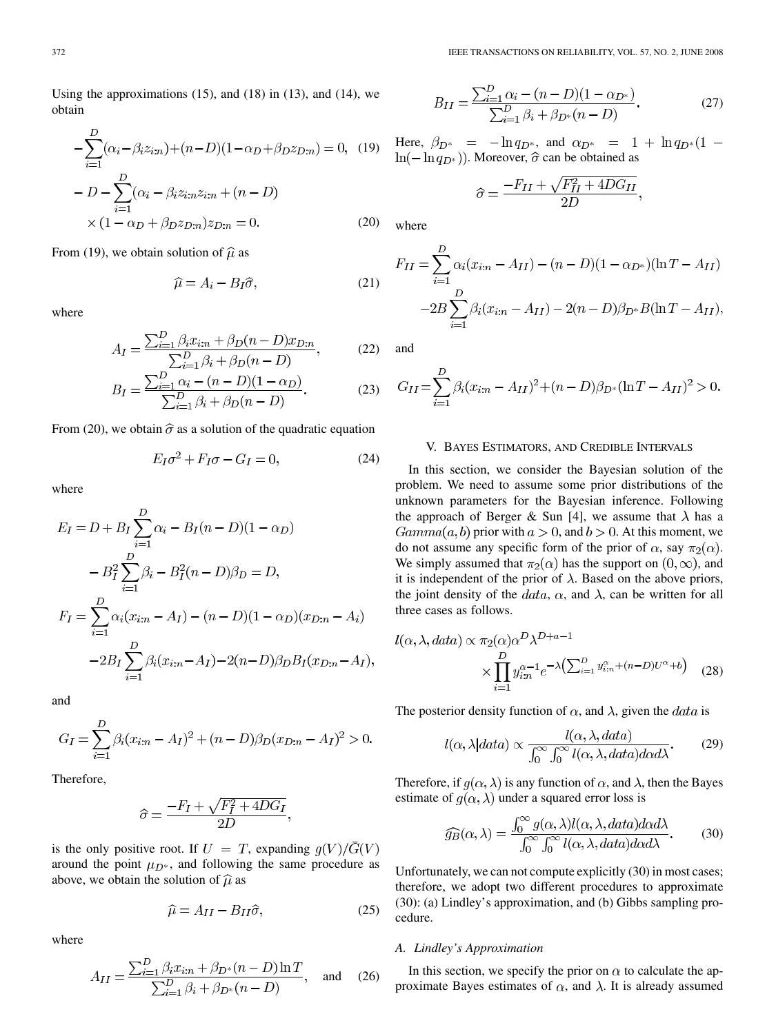Using the approximations (15), and (18) in (13), and (14), we obtain

$$-\sum_{i=1}^{D}(\alpha_i-\beta_i z_{i:n})+(n-D)(1-\alpha_D+\beta_D z_{D:n})=0, \quad (19)$$

$$-D-\sum_{i=1}^{D}(\alpha_i-\beta_i z_{i:n} z_{i:n}+(n-D) \times(1-\alpha_D+\beta_D z_{D:n}) z_{D:n}=0. \quad (20)$$

From (19), we obtain solution of $\widehat{\mu}$ as

$$\widehat{\mu}=A_i-B_I\widehat{\sigma}, \quad (21)$$

where

$$A_I=\frac{\sum_{i=1}^{D}\beta_i x_{i:n}+\beta_D(n-D)x_{D:n}}{\sum_{i=1}^{D}\beta_i+\beta_D(n-D)}, \quad (22)$$

$$B_I=\frac{\sum_{i=1}^{D}\alpha_i-(n-D)(1-\alpha_D)}{\sum_{i=1}^{D}\beta_i+\beta_D(n-D)}. \quad (23)$$

From (20), we obtain $\widehat{\sigma}$ as a solution of the quadratic equation

$$E_I\sigma^2+F_I\sigma-G_I=0, \quad (24)$$

where

$$E_I=D+B_I\sum_{i=1}^{D}\alpha_i-B_I(n-D)(1-\alpha_D)-B_I^2\sum_{i=1}^{D}\beta_i-B_I^2(n-D)\beta_D=D,$$

$$F_I=\sum_{i=1}^{D}\alpha_i(x_{i:n}-A_I)-(n-D)(1-\alpha_D)(x_{D:n}-A_i)-2B_I\sum_{i=1}^{D}\beta_i(x_{i:n}-A_I)-2(n-D)\beta_D B_I(x_{D:n}-A_I),$$

and

$$G_I=\sum_{i=1}^{D}\beta_i(x_{i:n}-A_I)^2+(n-D)\beta_D(x_{D:n}-A_I)^2>0.$$

Therefore,

$$\widehat{\sigma}=\frac{-F_I+\sqrt{F_I^2+4DG_I}}{2D},$$

is the only positive root. If $U=T$, expanding $g(V)/\bar{G}(V)$ around the point $\mu_{D^*}$, and following the same procedure as above, we obtain the solution of $\widehat{\mu}$ as

$$\widehat{\mu}=A_{II}-B_{II}\widehat{\sigma}, \quad (25)$$

where

$$A_{II}=\frac{\sum_{i=1}^{D}\beta_i x_{i:n}+\beta_{D^*}(n-D)\ln T}{\sum_{i=1}^{D}\beta_i+\beta_{D^*}(n-D)}, \quad \text{and} \quad (26)$$

$$B_{II}=\frac{\sum_{i=1}^{D}\alpha_i-(n-D)(1-\alpha_{D^*})}{\sum_{i=1}^{D}\beta_i+\beta_{D^*}(n-D)}. \quad (27)$$

Here, $\beta_{D^*}=-\ln q_{D^*}$, and $\alpha_{D^*}=1+\ln q_{D^*}(1-\ln(-\ln q_{D^*}))$. Moreover, $\widehat{\sigma}$ can be obtained as

$$\widehat{\sigma}=\frac{-F_{II}+\sqrt{F_{II}^2+4DG_{II}}}{2D},$$

where

$$F_{II}=\sum_{i=1}^{D}\alpha_i(x_{i:n}-A_{II})-(n-D)(1-\alpha_{D^*})(\ln T-A_{II})-2B\sum_{i=1}^{D}\beta_i(x_{i:n}-A_{II})-2(n-D)\beta_{D^*}B(\ln T-A_{II}),$$

and

$$G_{II}=\sum_{i=1}^{D}\beta_i(x_{i:n}-A_{II})^2+(n-D)\beta_{D^*}(\ln T-A_{II})^2>0.$$

## V. Bayes Estimators, and Credible Intervals

In this section, we consider the Bayesian solution of the problem. We need to assume some prior distributions of the unknown parameters for the Bayesian inference. Following the approach of Berger & Sun [4], we assume that $\lambda$ has a $Gamma(a,b)$ prior with $a>0$, and $b>0$. At this moment, we do not assume any specific form of the prior of $\alpha$, say $\pi_2(\alpha)$. We simply assumed that $\pi_2(\alpha)$ has the support on $(0,\infty)$, and it is independent of the prior of $\lambda$. Based on the above priors, the joint density of the $data$, $\alpha$, and $\lambda$, can be written for all three cases as follows.

$$l(\alpha,\lambda,data)\propto\pi_2(\alpha)\alpha^D\lambda^{D+a-1}\times\prod_{i=1}^{D}y_{i:n}^{\alpha-1}e^{-\lambda\left(\sum_{i=1}^{D}y_{i:n}^{\alpha}+(n-D)U^{\alpha}+b\right)} \quad (28)$$

The posterior density function of $\alpha$, and $\lambda$, given the $data$ is

$$l(\alpha,\lambda|data)\propto\frac{l(\alpha,\lambda,data)}{\int_0^{\infty}\int_0^{\infty}l(\alpha,\lambda,data)d\alpha d\lambda}. \quad (29)$$

Therefore, if $g(\alpha,\lambda)$ is any function of $\alpha$, and $\lambda$, then the Bayes estimate of $g(\alpha,\lambda)$ under a squared error loss is

$$\widehat{g_B}(\alpha,\lambda)=\frac{\int_0^{\infty}g(\alpha,\lambda)l(\alpha,\lambda,data)d\alpha d\lambda}{\int_0^{\infty}\int_0^{\infty}l(\alpha,\lambda,data)d\alpha d\lambda}. \quad (30)$$

Unfortunately, we can not compute explicitly (30) in most cases; therefore, we adopt two different procedures to approximate (30): (a) Lindley's approximation, and (b) Gibbs sampling procedure.

### A. Lindley's Approximation

In this section, we specify the prior on $\alpha$ to calculate the approximate Bayes estimates of $\alpha$, and $\lambda$. It is already assumed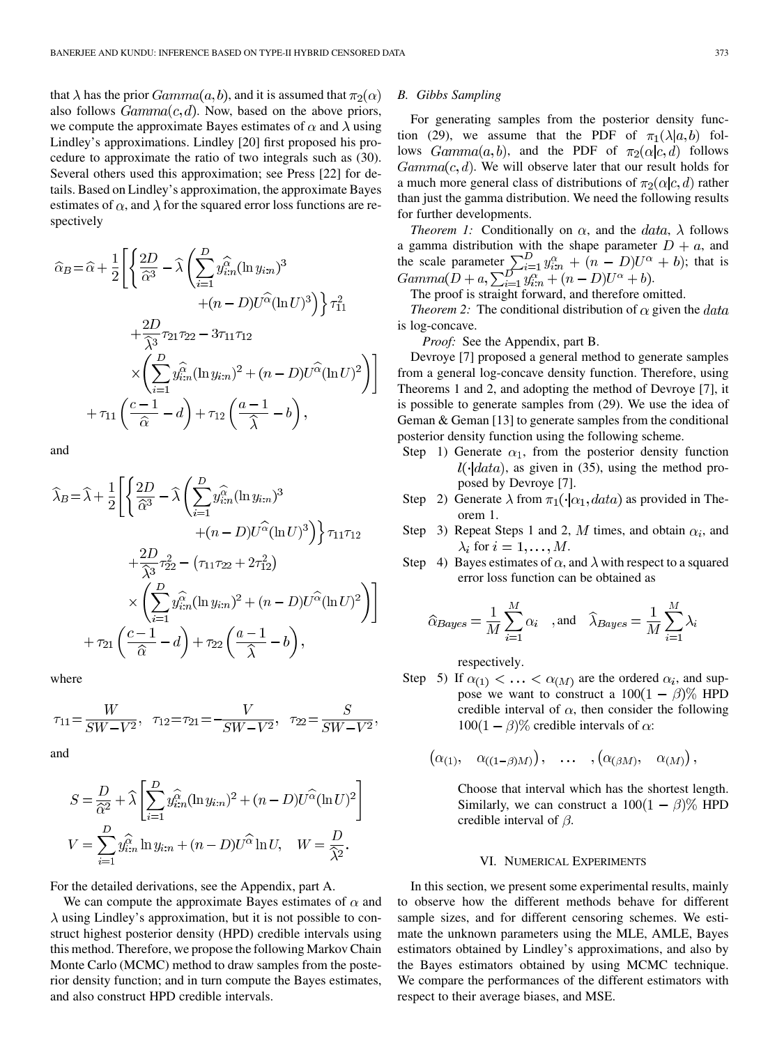that $\lambda$ has the prior $Gamma(a, b)$, and it is assumed that $\pi_2(\alpha)$ also follows $Gamma(c, d)$. Now, based on the above priors, we compute the approximate Bayes estimates of $\alpha$ and $\lambda$ using Lindley's approximations. Lindley [20] first proposed his procedure to approximate the ratio of two integrals such as (30). Several others used this approximation; see Press [22] for details. Based on Lindley's approximation, the approximate Bayes estimates of $\alpha$, and $\lambda$ for the squared error loss functions are respectively

$$\widehat{\alpha}_B = \widehat{\alpha} + \frac{1}{2}\left[\left\{\frac{2D}{\widehat{\alpha}^3} - \widehat{\lambda}\left(\sum_{i=1}^{D} y_{i:n}^{\widehat{\alpha}}(\ln y_{i:n})^3 + (n-D)U^{\widehat{\alpha}}(\ln U)^3\right)\right\}\tau_{11}^2 + \frac{2D}{\widehat{\lambda}^3}\tau_{21}\tau_{22} - 3\tau_{11}\tau_{12} \times \left(\sum_{i=1}^{D} y_{i:n}^{\widehat{\alpha}}(\ln y_{i:n})^2 + (n-D)U^{\widehat{\alpha}}(\ln U)^2\right)\right] + \tau_{11}\left(\frac{c-1}{\widehat{\alpha}} - d\right) + \tau_{12}\left(\frac{a-1}{\widehat{\lambda}} - b\right),$$

and

$$\widehat{\lambda}_B = \widehat{\lambda} + \frac{1}{2}\left[\left\{\frac{2D}{\widehat{\alpha}^3} - \widehat{\lambda}\left(\sum_{i=1}^{D} y_{i:n}^{\widehat{\alpha}}(\ln y_{i:n})^3 + (n-D)U^{\widehat{\alpha}}(\ln U)^3\right)\right\}\tau_{11}\tau_{12} + \frac{2D}{\widehat{\lambda}^3}\tau_{22}^2 - \left(\tau_{11}\tau_{22} + 2\tau_{12}^2\right) \times \left(\sum_{i=1}^{D} y_{i:n}^{\widehat{\alpha}}(\ln y_{i:n})^2 + (n-D)U^{\widehat{\alpha}}(\ln U)^2\right)\right] + \tau_{21}\left(\frac{c-1}{\widehat{\alpha}} - d\right) + \tau_{22}\left(\frac{a-1}{\widehat{\lambda}} - b\right),$$

where

$$\tau_{11} = \frac{W}{SW - V^2}, \quad \tau_{12} = \tau_{21} = -\frac{V}{SW - V^2}, \quad \tau_{22} = \frac{S}{SW - V^2},$$

and

$$S = \frac{D}{\widehat{\alpha}^2} + \widehat{\lambda}\left[\sum_{i=1}^{D} y_{i:n}^{\widehat{\alpha}}(\ln y_{i:n})^2 + (n-D)U^{\widehat{\alpha}}(\ln U)^2\right]$$

$$V = \sum_{i=1}^{D} y_{i:n}^{\widehat{\alpha}} \ln y_{i:n} + (n-D)U^{\widehat{\alpha}} \ln U, \quad W = \frac{D}{\widehat{\lambda}^2}.$$

For the detailed derivations, see the Appendix, part A.

We can compute the approximate Bayes estimates of $\alpha$ and $\lambda$ using Lindley's approximation, but it is not possible to construct highest posterior density (HPD) credible intervals using this method. Therefore, we propose the following Markov Chain Monte Carlo (MCMC) method to draw samples from the posterior density function; and in turn compute the Bayes estimates, and also construct HPD credible intervals.

### B. Gibbs Sampling

For generating samples from the posterior density function (29), we assume that the PDF of $\pi_1(\lambda|a, b)$ follows $Gamma(a, b)$, and the PDF of $\pi_2(\alpha|c, d)$ follows $Gamma(c, d)$. We will observe later that our result holds for a much more general class of distributions of $\pi_2(\alpha|c, d)$ rather than just the gamma distribution. We need the following results for further developments.

*Theorem 1:* Conditionally on $\alpha$, and the $data$, $\lambda$ follows a gamma distribution with the shape parameter $D + a$, and the scale parameter $\sum_{i=1}^{D} y_{i:n}^{\alpha} + (n-D)U^{\alpha} + b$); that is $Gamma(D + a, \sum_{i=1}^{D} y_{i:n}^{\alpha} + (n-D)U^{\alpha} + b)$.

The proof is straight forward, and therefore omitted.

*Theorem 2:* The conditional distribution of $\alpha$ given the $data$ is log-concave.

*Proof:* See the Appendix, part B.

Devroye [7] proposed a general method to generate samples from a general log-concave density function. Therefore, using Theorems 1 and 2, and adopting the method of Devroye [7], it is possible to generate samples from (29). We use the idea of Geman & Geman [13] to generate samples from the conditional posterior density function using the following scheme.

- Step 1) Generate $\alpha_1$, from the posterior density function $l(\cdot|data)$, as given in (35), using the method proposed by Devroye [7].
- Step 2) Generate $\lambda$ from $\pi_1(\cdot|\alpha_1, data)$ as provided in Theorem 1.
- Step 3) Repeat Steps 1 and 2, $M$ times, and obtain $\alpha_i$, and $\lambda_i$ for $i = 1, \ldots, M$.
- Step 4) Bayes estimates of $\alpha$, and $\lambda$ with respect to a squared error loss function can be obtained as

$$\widehat{\alpha}_{Bayes} = \frac{1}{M}\sum_{i=1}^{M} \alpha_i \quad \text{, and} \quad \widehat{\lambda}_{Bayes} = \frac{1}{M}\sum_{i=1}^{M} \lambda_i$$

  respectively.
- Step 5) If $\alpha_{(1)} < \ldots < \alpha_{(M)}$ are the ordered $\alpha_i$, and suppose we want to construct a $100(1-\beta)\%$ HPD credible interval of $\alpha$, then consider the following $100(1-\beta)\%$ credible intervals of $\alpha$:

$$\left(\alpha_{(1)}, \quad \alpha_{((1-\beta)M)}\right), \quad \ldots \quad, \left(\alpha_{(\beta M)}, \quad \alpha_{(M)}\right),$$

  Choose that interval which has the shortest length. Similarly, we can construct a $100(1-\beta)\%$ HPD credible interval of $\beta$.

## VI. Numerical Experiments

In this section, we present some experimental results, mainly to observe how the different methods behave for different sample sizes, and for different censoring schemes. We estimate the unknown parameters using the MLE, AMLE, Bayes estimators obtained by Lindley's approximations, and also by the Bayes estimators obtained by using MCMC technique. We compare the performances of the different estimators with respect to their average biases, and MSE.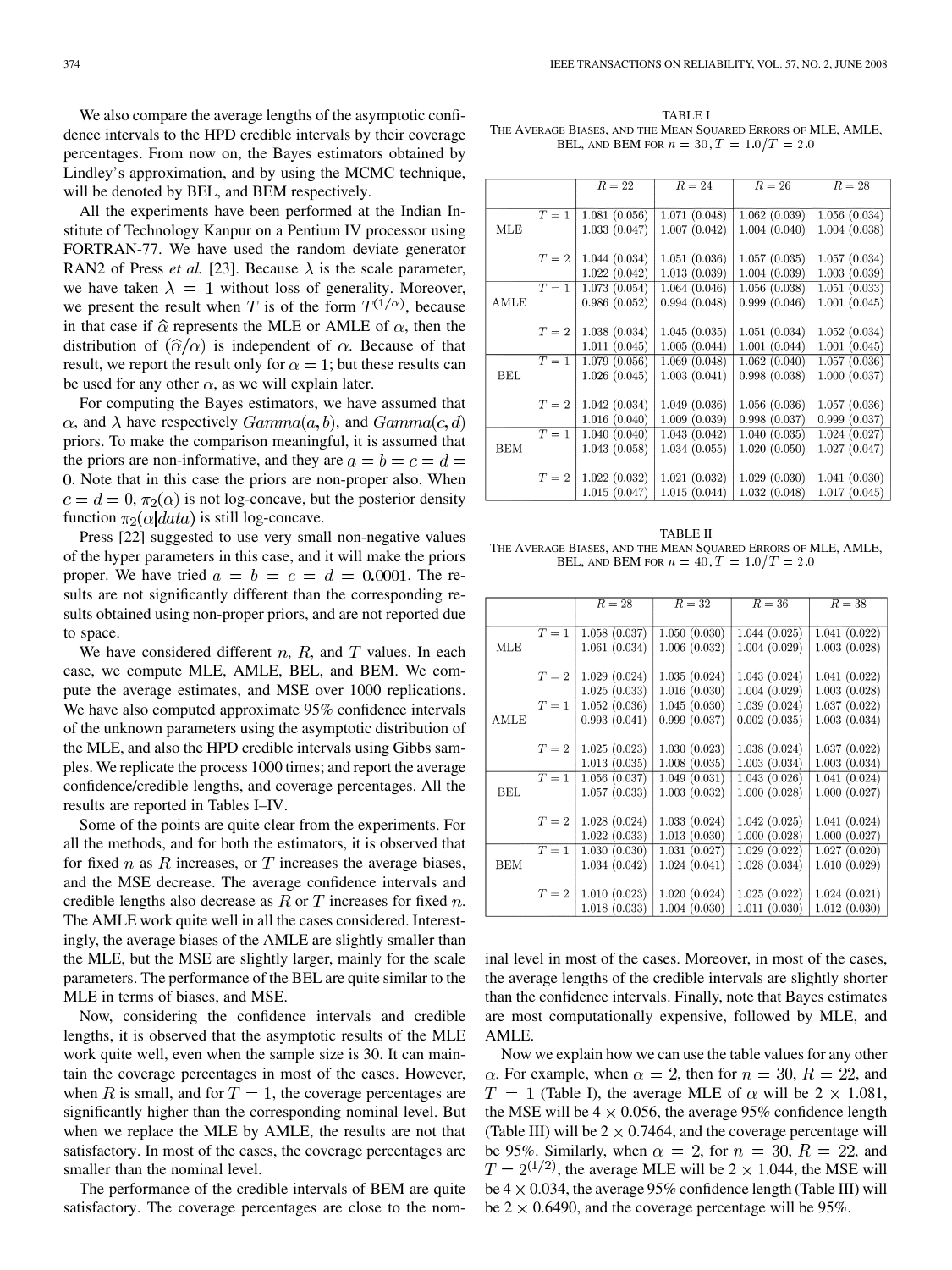We also compare the average lengths of the asymptotic confidence intervals to the HPD credible intervals by their coverage percentages. From now on, the Bayes estimators obtained by Lindley's approximation, and by using the MCMC technique, will be denoted by BEL, and BEM respectively.

All the experiments have been performed at the Indian Institute of Technology Kanpur on a Pentium IV processor using FORTRAN-77. We have used the random deviate generator RAN2 of Press *et al.* [23]. Because $\lambda$ is the scale parameter, we have taken $\lambda = 1$ without loss of generality. Moreover, we present the result when $T$ is of the form $T^{(1/\alpha)}$, because in that case if $\widehat{\alpha}$ represents the MLE or AMLE of $\alpha$, then the distribution of $(\widehat{\alpha}/\alpha)$ is independent of $\alpha$. Because of that result, we report the result only for $\alpha = 1$; but these results can be used for any other $\alpha$, as we will explain later.

For computing the Bayes estimators, we have assumed that $\alpha$, and $\lambda$ have respectively $Gamma(a, b)$, and $Gamma(c, d)$ priors. To make the comparison meaningful, it is assumed that the priors are non-informative, and they are $a = b = c = d = 0$. Note that in this case the priors are non-proper also. When $c = d = 0$, $\pi_2(\alpha)$ is not log-concave, but the posterior density function $\pi_2(\alpha|data)$ is still log-concave.

Press [22] suggested to use very small non-negative values of the hyper parameters in this case, and it will make the priors proper. We have tried $a = b = c = d = 0.0001$. The results are not significantly different than the corresponding results obtained using non-proper priors, and are not reported due to space.

We have considered different $n$, $R$, and $T$ values. In each case, we compute MLE, AMLE, BEL, and BEM. We compute the average estimates, and MSE over 1000 replications. We have also computed approximate 95% confidence intervals of the unknown parameters using the asymptotic distribution of the MLE, and also the HPD credible intervals using Gibbs samples. We replicate the process 1000 times; and report the average confidence/credible lengths, and coverage percentages. All the results are reported in Tables I–IV.

Some of the points are quite clear from the experiments. For all the methods, and for both the estimators, it is observed that for fixed $n$ as $R$ increases, or $T$ increases the average biases, and the MSE decrease. The average confidence intervals and credible lengths also decrease as $R$ or $T$ increases for fixed $n$. The AMLE work quite well in all the cases considered. Interestingly, the average biases of the AMLE are slightly smaller than the MLE, but the MSE are slightly larger, mainly for the scale parameters. The performance of the BEL are quite similar to the MLE in terms of biases, and MSE.

Now, considering the confidence intervals and credible lengths, it is observed that the asymptotic results of the MLE work quite well, even when the sample size is 30. It can maintain the coverage percentages in most of the cases. However, when $R$ is small, and for $T = 1$, the coverage percentages are significantly higher than the corresponding nominal level. But when we replace the MLE by AMLE, the results are not that satisfactory. In most of the cases, the coverage percentages are smaller than the nominal level.

The performance of the credible intervals of BEM are quite satisfactory. The coverage percentages are close to the nominal level in most of the cases. Moreover, in most of the cases, the average lengths of the credible intervals are slightly shorter than the confidence intervals. Finally, note that Bayes estimates are most computationally expensive, followed by MLE, and AMLE.

Now we explain how we can use the table values for any other $\alpha$. For example, when $\alpha = 2$, then for $n = 30$, $R = 22$, and $T = 1$ (Table I), the average MLE of $\alpha$ will be $2 \times 1.081$, the MSE will be $4 \times 0.056$, the average 95% confidence length (Table III) will be $2 \times 0.7464$, and the coverage percentage will be 95%. Similarly, when $\alpha = 2$, for $n = 30$, $R = 22$, and $T = 2^{(1/2)}$, the average MLE will be $2 \times 1.044$, the MSE will be $4 \times 0.034$, the average 95% confidence length (Table III) will be $2 \times 0.6490$, and the coverage percentage will be 95%.

TABLE I
THE AVERAGE BIASES, AND THE MEAN SQUARED ERRORS OF MLE, AMLE, BEL, AND BEM FOR $n = 30, T = 1.0/T = 2.0$

| | | $R = 22$ | $R = 24$ | $R = 26$ | $R = 28$ |
|---|---|---|---|---|---|
| MLE | $T = 1$ | 1.081 (0.056) | 1.071 (0.048) | 1.062 (0.039) | 1.056 (0.034) |
| | | 1.033 (0.047) | 1.007 (0.042) | 1.004 (0.040) | 1.004 (0.038) |
| | $T = 2$ | 1.044 (0.034) | 1.051 (0.036) | 1.057 (0.035) | 1.057 (0.034) |
| | | 1.022 (0.042) | 1.013 (0.039) | 1.004 (0.039) | 1.003 (0.039) |
| AMLE | $T = 1$ | 1.073 (0.054) | 1.064 (0.046) | 1.056 (0.038) | 1.051 (0.033) |
| | | 0.986 (0.052) | 0.994 (0.048) | 0.999 (0.046) | 1.001 (0.045) |
| | $T = 2$ | 1.038 (0.034) | 1.045 (0.035) | 1.051 (0.034) | 1.052 (0.034) |
| | | 1.011 (0.045) | 1.005 (0.044) | 1.001 (0.044) | 1.001 (0.045) |
| BEL | $T = 1$ | 1.079 (0.056) | 1.069 (0.048) | 1.062 (0.040) | 1.057 (0.036) |
| | | 1.026 (0.045) | 1.003 (0.041) | 0.998 (0.038) | 1.000 (0.037) |
| | $T = 2$ | 1.042 (0.034) | 1.049 (0.036) | 1.056 (0.036) | 1.057 (0.036) |
| | | 1.016 (0.040) | 1.009 (0.039) | 0.998 (0.037) | 0.999 (0.037) |
| BEM | $T = 1$ | 1.040 (0.040) | 1.043 (0.042) | 1.040 (0.035) | 1.024 (0.027) |
| | | 1.043 (0.058) | 1.034 (0.055) | 1.020 (0.050) | 1.027 (0.047) |
| | $T = 2$ | 1.022 (0.032) | 1.021 (0.032) | 1.029 (0.030) | 1.041 (0.030) |
| | | 1.015 (0.047) | 1.015 (0.044) | 1.032 (0.048) | 1.017 (0.045) |

TABLE II
THE AVERAGE BIASES, AND THE MEAN SQUARED ERRORS OF MLE, AMLE, BEL, AND BEM FOR $n = 40, T = 1.0/T = 2.0$

| | | $R = 28$ | $R = 32$ | $R = 36$ | $R = 38$ |
|---|---|---|---|---|---|
| MLE | $T = 1$ | 1.058 (0.037) | 1.050 (0.030) | 1.044 (0.025) | 1.041 (0.022) |
| | | 1.061 (0.034) | 1.006 (0.032) | 1.004 (0.029) | 1.003 (0.028) |
| | $T = 2$ | 1.029 (0.024) | 1.035 (0.024) | 1.043 (0.024) | 1.041 (0.022) |
| | | 1.025 (0.033) | 1.016 (0.030) | 1.004 (0.029) | 1.003 (0.028) |
| AMLE | $T = 1$ | 1.052 (0.036) | 1.045 (0.030) | 1.039 (0.024) | 1.037 (0.022) |
| | | 0.993 (0.041) | 0.999 (0.037) | 0.002 (0.035) | 1.003 (0.034) |
| | $T = 2$ | 1.025 (0.023) | 1.030 (0.023) | 1.038 (0.024) | 1.037 (0.022) |
| | | 1.013 (0.035) | 1.008 (0.035) | 1.003 (0.034) | 1.003 (0.034) |
| BEL | $T = 1$ | 1.056 (0.037) | 1.049 (0.031) | 1.043 (0.026) | 1.041 (0.024) |
| | | 1.057 (0.033) | 1.003 (0.032) | 1.000 (0.028) | 1.000 (0.027) |
| | $T = 2$ | 1.028 (0.024) | 1.033 (0.024) | 1.042 (0.025) | 1.041 (0.024) |
| | | 1.022 (0.033) | 1.013 (0.030) | 1.000 (0.028) | 1.000 (0.027) |
| BEM | $T = 1$ | 1.030 (0.030) | 1.031 (0.027) | 1.029 (0.022) | 1.027 (0.020) |
| | | 1.034 (0.042) | 1.024 (0.041) | 1.028 (0.034) | 1.010 (0.029) |
| | $T = 2$ | 1.010 (0.023) | 1.020 (0.024) | 1.025 (0.022) | 1.024 (0.021) |
| | | 1.018 (0.033) | 1.004 (0.030) | 1.011 (0.030) | 1.012 (0.030) |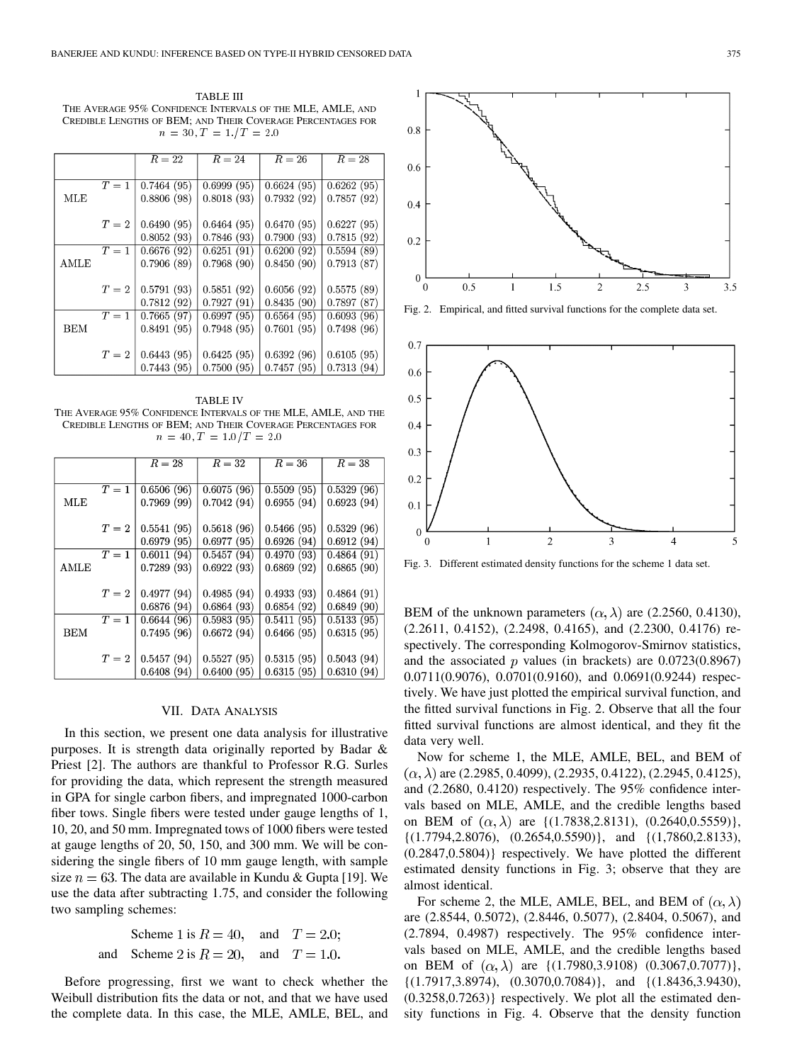TABLE III
THE AVERAGE 95% CONFIDENCE INTERVALS OF THE MLE, AMLE, AND CREDIBLE LENGTHS OF BEM; AND THEIR COVERAGE PERCENTAGES FOR $n = 30, T = 1./T = 2.0$

| | | $R = 22$ | $R = 24$ | $R = 26$ | $R = 28$ |
|---|---|---|---|---|---|
| MLE | $T = 1$ | 0.7464 (95) | 0.6999 (95) | 0.6624 (95) | 0.6262 (95) |
| | | 0.8806 (98) | 0.8018 (93) | 0.7932 (92) | 0.7857 (92) |
| | $T = 2$ | 0.6490 (95) | 0.6464 (95) | 0.6470 (95) | 0.6227 (95) |
| | | 0.8052 (93) | 0.7846 (93) | 0.7900 (93) | 0.7815 (92) |
| AMLE | $T = 1$ | 0.6676 (92) | 0.6251 (91) | 0.6200 (92) | 0.5594 (89) |
| | | 0.7906 (89) | 0.7968 (90) | 0.8450 (90) | 0.7913 (87) |
| | $T = 2$ | 0.5791 (93) | 0.5851 (92) | 0.6056 (92) | 0.5575 (89) |
| | | 0.7812 (92) | 0.7927 (91) | 0.8435 (90) | 0.7897 (87) |
| BEM | $T = 1$ | 0.7665 (97) | 0.6997 (95) | 0.6564 (95) | 0.6093 (96) |
| | | 0.8491 (95) | 0.7948 (95) | 0.7601 (95) | 0.7498 (96) |
| | $T = 2$ | 0.6443 (95) | 0.6425 (95) | 0.6392 (96) | 0.6105 (95) |
| | | 0.7443 (95) | 0.7500 (95) | 0.7457 (95) | 0.7313 (94) |

TABLE IV
THE AVERAGE 95% CONFIDENCE INTERVALS OF THE MLE, AMLE, AND THE CREDIBLE LENGTHS OF BEM; AND THEIR COVERAGE PERCENTAGES FOR $n = 40, T = 1.0/T = 2.0$

| | | $R = 28$ | $R = 32$ | $R = 36$ | $R = 38$ |
|---|---|---|---|---|---|
| MLE | $T = 1$ | 0.6506 (96) | 0.6075 (96) | 0.5509 (95) | 0.5329 (96) |
| | | 0.7969 (99) | 0.7042 (94) | 0.6955 (94) | 0.6923 (94) |
| | $T = 2$ | 0.5541 (95) | 0.5618 (96) | 0.5466 (95) | 0.5329 (96) |
| | | 0.6979 (95) | 0.6977 (95) | 0.6926 (94) | 0.6912 (94) |
| AMLE | $T = 1$ | 0.6011 (94) | 0.5457 (94) | 0.4970 (93) | 0.4864 (91) |
| | | 0.7289 (93) | 0.6922 (93) | 0.6869 (92) | 0.6865 (90) |
| | $T = 2$ | 0.4977 (94) | 0.4985 (94) | 0.4933 (93) | 0.4864 (91) |
| | | 0.6876 (94) | 0.6864 (93) | 0.6854 (92) | 0.6849 (90) |
| BEM | $T = 1$ | 0.6644 (96) | 0.5983 (95) | 0.5411 (95) | 0.5133 (95) |
| | | 0.7495 (96) | 0.6672 (94) | 0.6466 (95) | 0.6315 (95) |
| | $T = 2$ | 0.5457 (94) | 0.5527 (95) | 0.5315 (95) | 0.5043 (94) |
| | | 0.6408 (94) | 0.6400 (95) | 0.6315 (95) | 0.6310 (94) |

## VII. DATA ANALYSIS

In this section, we present one data analysis for illustrative purposes. It is strength data originally reported by Badar & Priest [2]. The authors are thankful to Professor R.G. Surles for providing the data, which represent the strength measured in GPA for single carbon fibers, and impregnated 1000-carbon fiber tows. Single fibers were tested under gauge lengths of 1, 10, 20, and 50 mm. Impregnated tows of 1000 fibers were tested at gauge lengths of 20, 50, 150, and 300 mm. We will be considering the single fibers of 10 mm gauge length, with sample size $n = 63$. The data are available in Kundu & Gupta [19]. We use the data after subtracting 1.75, and consider the following two sampling schemes:

$$\text{Scheme 1 is } R = 40, \quad \text{and} \quad T = 2.0;$$
$$\text{and} \quad \text{Scheme 2 is } R = 20, \quad \text{and} \quad T = 1.0.$$

Before progressing, first we want to check whether the Weibull distribution fits the data or not, and that we have used the complete data. In this case, the MLE, AMLE, BEL, and BEM of the unknown parameters $(\alpha, \lambda)$ are (2.2560, 0.4130), (2.2611, 0.4152), (2.2498, 0.4165), and (2.2300, 0.4176) respectively. The corresponding Kolmogorov-Smirnov statistics, and the associated $p$ values (in brackets) are 0.0723(0.8967) 0.0711(0.9076), 0.0701(0.9160), and 0.0691(0.9244) respectively. We have just plotted the empirical survival function, and the fitted survival functions in Fig. 2. Observe that all the four fitted survival functions are almost identical, and they fit the data very well.

Fig. 2. Empirical, and fitted survival functions for the complete data set.

Fig. 3. Different estimated density functions for the scheme 1 data set.

Now for scheme 1, the MLE, AMLE, BEL, and BEM of $(\alpha, \lambda)$ are (2.2985, 0.4099), (2.2935, 0.4122), (2.2945, 0.4125), and (2.2680, 0.4120) respectively. The 95% confidence intervals based on MLE, AMLE, and the credible lengths based on BEM of $(\alpha, \lambda)$ are {(1.7838,2.8131), (0.2640,0.5559)}, {(1.7794,2.8076), (0.2654,0.5590)}, and {(1,7860,2.8133), (0.2847,0.5804)} respectively. We have plotted the different estimated density functions in Fig. 3; observe that they are almost identical.

For scheme 2, the MLE, AMLE, BEL, and BEM of $(\alpha, \lambda)$ are (2.8544, 0.5072), (2.8446, 0.5077), (2.8404, 0.5067), and (2.7894, 0.4987) respectively. The 95% confidence intervals based on MLE, AMLE, and the credible lengths based on BEM of $(\alpha, \lambda)$ are {(1.7980,3.9108) (0.3067,0.7077)}, {(1.7917,3.8974), (0.3070,0.7084)}, and {(1.8436,3.9430), (0.3258,0.7263)} respectively. We plot all the estimated density functions in Fig. 4. Observe that the density function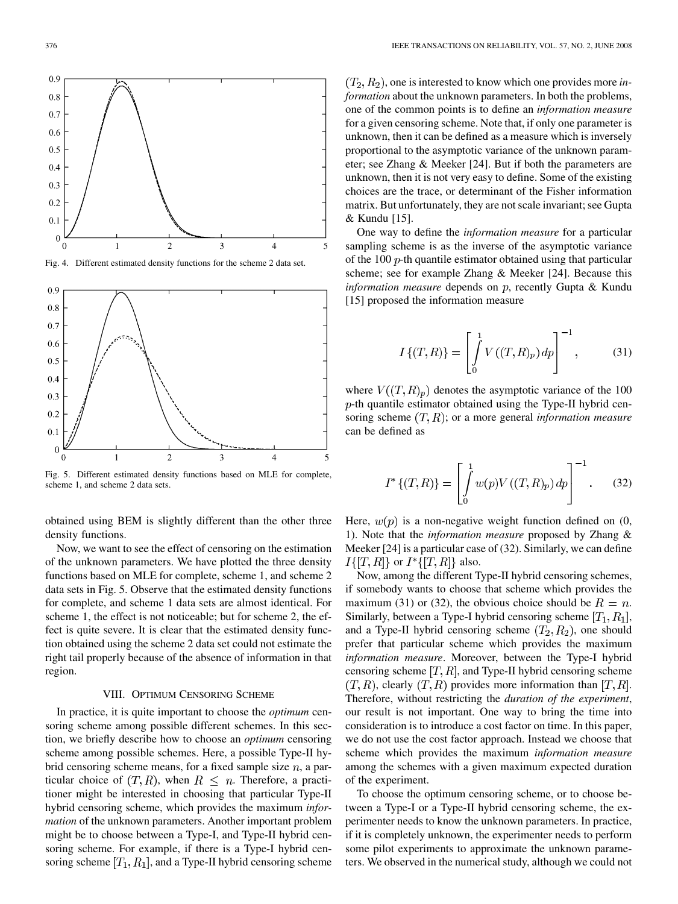Fig. 4. Different estimated density functions for the scheme 2 data set.

Fig. 5. Different estimated density functions based on MLE for complete, scheme 1, and scheme 2 data sets.

obtained using BEM is slightly different than the other three density functions.

Now, we want to see the effect of censoring on the estimation of the unknown parameters. We have plotted the three density functions based on MLE for complete, scheme 1, and scheme 2 data sets in Fig. 5. Observe that the estimated density functions for complete, and scheme 1 data sets are almost identical. For scheme 1, the effect is not noticeable; but for scheme 2, the effect is quite severe. It is clear that the estimated density function obtained using the scheme 2 data set could not estimate the right tail properly because of the absence of information in that region.

## VIII. Optimum Censoring Scheme

In practice, it is quite important to choose the *optimum* censoring scheme among possible different schemes. In this section, we briefly describe how to choose an *optimum* censoring scheme among possible schemes. Here, a possible Type-II hybrid censoring scheme means, for a fixed sample size $n$, a particular choice of $(T, R)$, when $R \leq n$. Therefore, a practitioner might be interested in choosing that particular Type-II hybrid censoring scheme, which provides the maximum *information* of the unknown parameters. Another important problem might be to choose between a Type-I, and Type-II hybrid censoring scheme. For example, if there is a Type-I hybrid censoring scheme $[T_1, R_1]$, and a Type-II hybrid censoring scheme $(T_2, R_2)$, one is interested to know which one provides more *information* about the unknown parameters. In both the problems, one of the common points is to define an *information measure* for a given censoring scheme. Note that, if only one parameter is unknown, then it can be defined as a measure which is inversely proportional to the asymptotic variance of the unknown parameter; see Zhang & Meeker [24]. But if both the parameters are unknown, then it is not very easy to define. Some of the existing choices are the trace, or determinant of the Fisher information matrix. But unfortunately, they are not scale invariant; see Gupta & Kundu [15].

One way to define the *information measure* for a particular sampling scheme is as the inverse of the asymptotic variance of the 100 $p$-th quantile estimator obtained using that particular scheme; see for example Zhang & Meeker [24]. Because this *information measure* depends on $p$, recently Gupta & Kundu [15] proposed the information measure

$$I\{(T,R)\} = \left[\int_0^1 V\left((T,R)_p\right) dp\right]^{-1}, \tag{31}$$

where $V((T,R)_p)$ denotes the asymptotic variance of the 100 $p$-th quantile estimator obtained using the Type-II hybrid censoring scheme $(T,R)$; or a more general *information measure* can be defined as

$$I^*\{(T,R)\} = \left[\int_0^1 w(p) V\left((T,R)_p\right) dp\right]^{-1}. \tag{32}$$

Here, $w(p)$ is a non-negative weight function defined on (0, 1). Note that the *information measure* proposed by Zhang & Meeker [24] is a particular case of (32). Similarly, we can define $I\{[T,R]\}$ or $I^*\{[T,R]\}$ also.

Now, among the different Type-II hybrid censoring schemes, if somebody wants to choose that scheme which provides the maximum (31) or (32), the obvious choice should be $R = n$. Similarly, between a Type-I hybrid censoring scheme $[T_1, R_1]$, and a Type-II hybrid censoring scheme $(T_2, R_2)$, one should prefer that particular scheme which provides the maximum *information measure*. Moreover, between the Type-I hybrid censoring scheme $[T, R]$, and Type-II hybrid censoring scheme $(T, R)$, clearly $(T, R)$ provides more information than $[T, R]$. Therefore, without restricting the *duration of the experiment*, our result is not important. One way to bring the time into consideration is to introduce a cost factor on time. In this paper, we do not use the cost factor approach. Instead we choose that scheme which provides the maximum *information measure* among the schemes with a given maximum expected duration of the experiment.

To choose the optimum censoring scheme, or to choose between a Type-I or a Type-II hybrid censoring scheme, the experimenter needs to know the unknown parameters. In practice, if it is completely unknown, the experimenter needs to perform some pilot experiments to approximate the unknown parameters. We observed in the numerical study, although we could not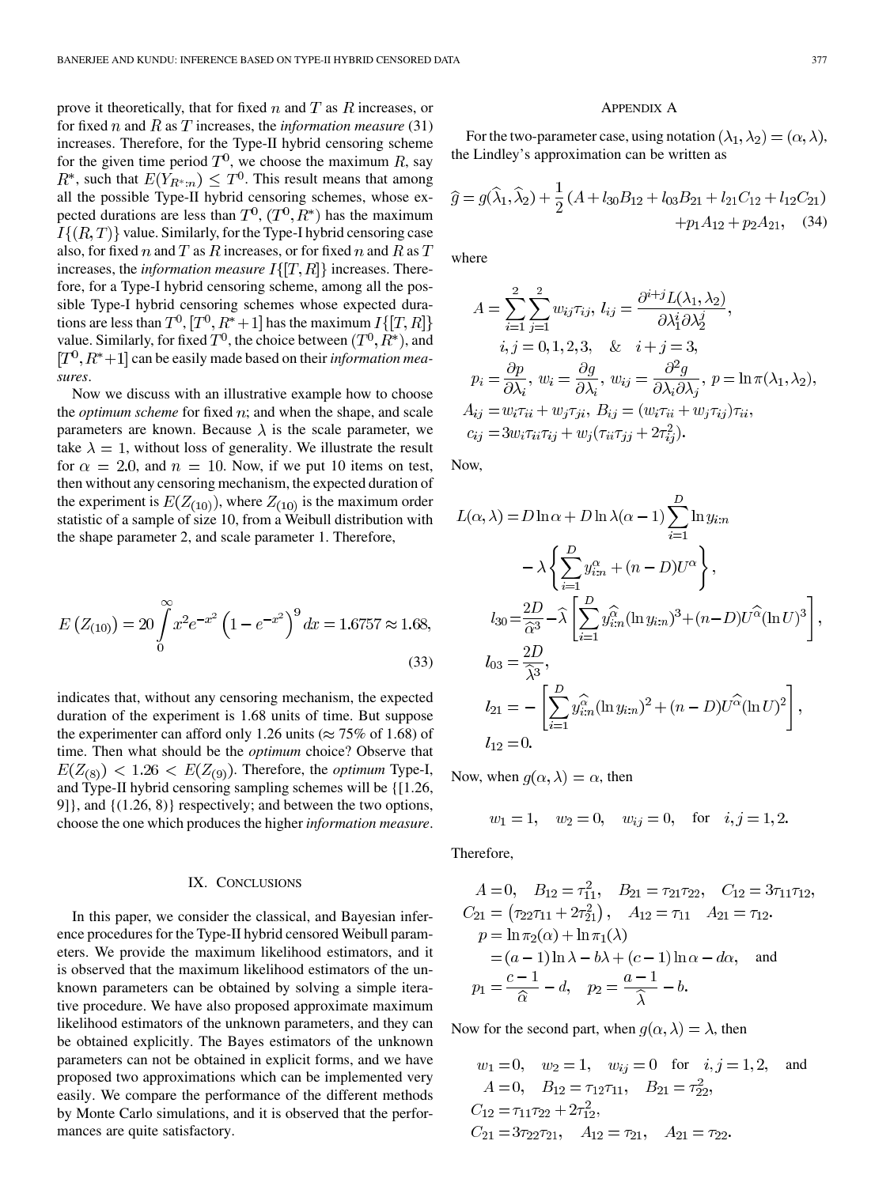prove it theoretically, that for fixed $n$ and $T$ as $R$ increases, or for fixed $n$ and $R$ as $T$ increases, the *information measure* (31) increases. Therefore, for the Type-II hybrid censoring scheme for the given time period $T^0$, we choose the maximum $R$, say $R^*$, such that $E(Y_{R^*:n}) \le T^0$. This result means that among all the possible Type-II hybrid censoring schemes, whose expected durations are less than $T^0$, $(T^0, R^*)$ has the maximum $I\{(R,T)\}$ value. Similarly, for the Type-I hybrid censoring case also, for fixed $n$ and $T$ as $R$ increases, or for fixed $n$ and $R$ as $T$ increases, the *information measure* $I\{[T,R]\}$ increases. Therefore, for a Type-I hybrid censoring scheme, among all the possible Type-I hybrid censoring schemes whose expected durations are less than $T^0$, $[T^0, R^*+1]$ has the maximum $I\{[T,R]\}$ value. Similarly, for fixed $T^0$, the choice between $(T^0, R^*)$, and $[T^0, R^*+1]$ can be easily made based on their *information measures*.

Now we discuss with an illustrative example how to choose the *optimum scheme* for fixed $n$; and when the shape, and scale parameters are known. Because $\lambda$ is the scale parameter, we take $\lambda = 1$, without loss of generality. We illustrate the result for $\alpha = 2.0$, and $n = 10$. Now, if we put 10 items on test, then without any censoring mechanism, the expected duration of the experiment is $E(Z_{(10)})$, where $Z_{(10)}$ is the maximum order statistic of a sample of size 10, from a Weibull distribution with the shape parameter 2, and scale parameter 1. Therefore,

$$E\left(Z_{(10)}\right) = 20\int_0^\infty x^2 e^{-x^2}\left(1-e^{-x^2}\right)^9 dx = 1.6757 \approx 1.68, \tag{33}$$

indicates that, without any censoring mechanism, the expected duration of the experiment is 1.68 units of time. But suppose the experimenter can afford only 1.26 units ($\approx 75\%$ of 1.68) of time. Then what should be the *optimum* choice? Observe that $E(Z_{(8)}) < 1.26 < E(Z_{(9)})$. Therefore, the *optimum* Type-I, and Type-II hybrid censoring sampling schemes will be {[1.26, 9]}, and {(1.26, 8)} respectively; and between the two options, choose the one which produces the higher *information measure*.

## IX. Conclusions

In this paper, we consider the classical, and Bayesian inference procedures for the Type-II hybrid censored Weibull parameters. We provide the maximum likelihood estimators, and it is observed that the maximum likelihood estimators of the unknown parameters can be obtained by solving a simple iterative procedure. We have also proposed approximate maximum likelihood estimators of the unknown parameters, and they can be obtained explicitly. The Bayes estimators of the unknown parameters can not be obtained in explicit forms, and we have proposed two approximations which can be implemented very easily. We compare the performance of the different methods by Monte Carlo simulations, and it is observed that the performances are quite satisfactory.

## Appendix A

For the two-parameter case, using notation $(\lambda_1, \lambda_2) = (\alpha, \lambda)$, the Lindley's approximation can be written as

$$\widehat{g} = g(\widehat{\lambda}_1, \widehat{\lambda}_2) + \frac{1}{2}\left(A + l_{30}B_{12} + l_{03}B_{21} + l_{21}C_{12} + l_{12}C_{21}\right) + p_1 A_{12} + p_2 A_{21}, \tag{34}$$

where

$$A = \sum_{i=1}^{2}\sum_{j=1}^{2} w_{ij}\tau_{ij},\; l_{ij} = \frac{\partial^{i+j} L(\lambda_1,\lambda_2)}{\partial\lambda_1^i \partial\lambda_2^j},$$
$$i,j = 0,1,2,3, \quad \& \quad i+j=3,$$
$$p_i = \frac{\partial p}{\partial \lambda_i},\; w_i = \frac{\partial g}{\partial \lambda_i},\; w_{ij} = \frac{\partial^2 g}{\partial\lambda_i \partial\lambda_j},\; p = \ln \pi(\lambda_1,\lambda_2),$$
$$A_{ij} = w_i\tau_{ii} + w_j\tau_{ji},\; B_{ij} = (w_i\tau_{ii} + w_j\tau_{ij})\tau_{ii},$$
$$c_{ij} = 3w_i\tau_{ii}\tau_{ij} + w_j(\tau_{ii}\tau_{jj} + 2\tau_{ij}^2).$$

Now,

$$L(\alpha,\lambda) = D\ln\alpha + D\ln\lambda(\alpha-1)\sum_{i=1}^{D}\ln y_{i:n} - \lambda\left\{\sum_{i=1}^{D} y_{i:n}^{\alpha} + (n-D)U^{\alpha}\right\},$$
$$l_{30} = \frac{2D}{\widehat{\alpha}^3} - \widehat{\lambda}\left[\sum_{i=1}^{D} y_{i:n}^{\widehat{\alpha}}(\ln y_{i:n})^3 + (n-D)U^{\widehat{\alpha}}(\ln U)^3\right],$$
$$l_{03} = \frac{2D}{\widehat{\lambda}^3},$$
$$l_{21} = -\left[\sum_{i=1}^{D} y_{i:n}^{\widehat{\alpha}}(\ln y_{i:n})^2 + (n-D)U^{\widehat{\alpha}}(\ln U)^2\right],$$
$$l_{12} = 0.$$

Now, when $g(\alpha,\lambda) = \alpha$, then

$$w_1 = 1, \quad w_2 = 0, \quad w_{ij} = 0, \quad \text{for} \quad i,j = 1,2.$$

Therefore,

$$A = 0, \quad B_{12} = \tau_{11}^2, \quad B_{21} = \tau_{21}\tau_{22}, \quad C_{12} = 3\tau_{11}\tau_{12},$$
$$C_{21} = \left(\tau_{22}\tau_{11} + 2\tau_{21}^2\right), \quad A_{12} = \tau_{11} \quad A_{21} = \tau_{12}.$$
$$p = \ln\pi_2(\alpha) + \ln\pi_1(\lambda)$$
$$= (a-1)\ln\lambda - b\lambda + (c-1)\ln\alpha - d\alpha, \quad \text{and}$$
$$p_1 = \frac{c-1}{\widehat{\alpha}} - d, \quad p_2 = \frac{a-1}{\widehat{\lambda}} - b.$$

Now for the second part, when $g(\alpha,\lambda) = \lambda$, then

$$w_1 = 0, \quad w_2 = 1, \quad w_{ij} = 0 \quad \text{for} \quad i,j = 1,2, \quad \text{and}$$
$$A = 0, \quad B_{12} = \tau_{12}\tau_{11}, \quad B_{21} = \tau_{22}^2,$$
$$C_{12} = \tau_{11}\tau_{22} + 2\tau_{12}^2,$$
$$C_{21} = 3\tau_{22}\tau_{21}, \quad A_{12} = \tau_{21}, \quad A_{21} = \tau_{22}.$$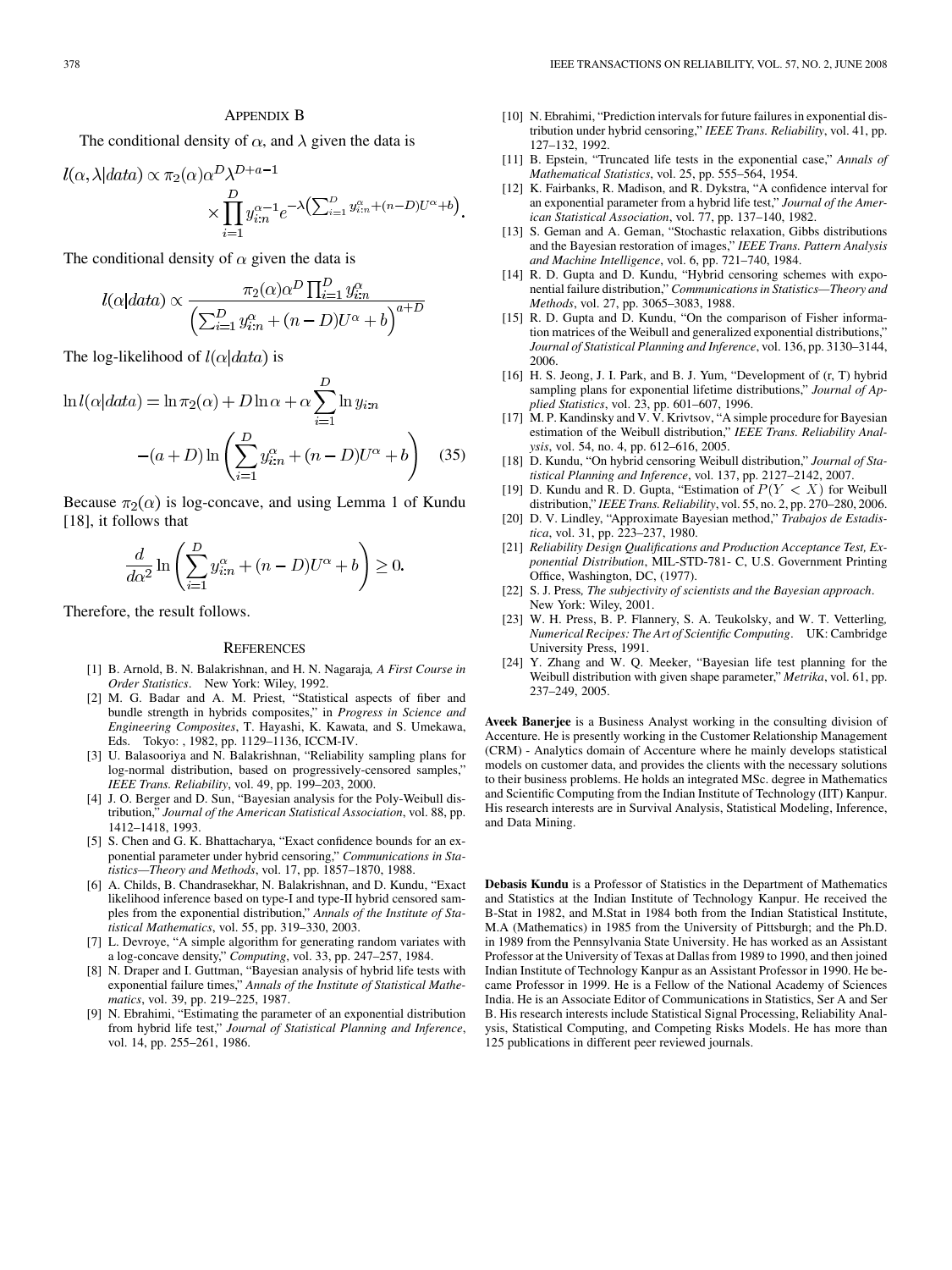## APPENDIX B

The conditional density of $\alpha$, and $\lambda$ given the data is

$$l(\alpha, \lambda | data) \propto \pi_2(\alpha)\alpha^D \lambda^{D+a-1} \times \prod_{i=1}^{D} y_{i:n}^{\alpha-1} e^{-\lambda\left(\sum_{i=1}^{D} y_{i:n}^{\alpha} + (n-D)U^{\alpha} + b\right)}.$$

The conditional density of $\alpha$ given the data is

$$l(\alpha | data) \propto \frac{\pi_2(\alpha)\alpha^D \prod_{i=1}^{D} y_{i:n}^{\alpha}}{\left(\sum_{i=1}^{D} y_{i:n}^{\alpha} + (n-D)U^{\alpha} + b\right)^{a+D}}$$

The log-likelihood of $l(\alpha | data)$ is

$$\ln l(\alpha | data) = \ln \pi_2(\alpha) + D \ln \alpha + \alpha \sum_{i=1}^{D} \ln y_{i:n} - (a+D) \ln \left(\sum_{i=1}^{D} y_{i:n}^{\alpha} + (n-D)U^{\alpha} + b\right) \quad (35)$$

Because $\pi_2(\alpha)$ is log-concave, and using Lemma 1 of Kundu [18], it follows that

$$\frac{d}{d\alpha^2} \ln \left(\sum_{i=1}^{D} y_{i:n}^{\alpha} + (n-D)U^{\alpha} + b\right) \geq 0.$$

Therefore, the result follows.

## REFERENCES

[1] B. Arnold, B. N. Balakrishnan, and H. N. Nagaraja, *A First Course in Order Statistics*. New York: Wiley, 1992.

[2] M. G. Badar and A. M. Priest, "Statistical aspects of fiber and bundle strength in hybrids composites," in *Progress in Science and Engineering Composites*, T. Hayashi, K. Kawata, and S. Umekawa, Eds. Tokyo: , 1982, pp. 1129–1136, ICCM-IV.

[3] U. Balasooriya and N. Balakrishnan, "Reliability sampling plans for log-normal distribution, based on progressively-censored samples," *IEEE Trans. Reliability*, vol. 49, pp. 199–203, 2000.

[4] J. O. Berger and D. Sun, "Bayesian analysis for the Poly-Weibull distribution," *Journal of the American Statistical Association*, vol. 88, pp. 1412–1418, 1993.

[5] S. Chen and G. K. Bhattacharya, "Exact confidence bounds for an exponential parameter under hybrid censoring," *Communications in Statistics—Theory and Methods*, vol. 17, pp. 1857–1870, 1988.

[6] A. Childs, B. Chandrasekhar, N. Balakrishnan, and D. Kundu, "Exact likelihood inference based on type-I and type-II hybrid censored samples from the exponential distribution," *Annals of the Institute of Statistical Mathematics*, vol. 55, pp. 319–330, 2003.

[7] L. Devroye, "A simple algorithm for generating random variates with a log-concave density," *Computing*, vol. 33, pp. 247–257, 1984.

[8] N. Draper and I. Guttman, "Bayesian analysis of hybrid life tests with exponential failure times," *Annals of the Institute of Statistical Mathematics*, vol. 39, pp. 219–225, 1987.

[9] N. Ebrahimi, "Estimating the parameter of an exponential distribution from hybrid life test," *Journal of Statistical Planning and Inference*, vol. 14, pp. 255–261, 1986.

[10] N. Ebrahimi, "Prediction intervals for future failures in exponential distribution under hybrid censoring," *IEEE Trans. Reliability*, vol. 41, pp. 127–132, 1992.

[11] B. Epstein, "Truncated life tests in the exponential case," *Annals of Mathematical Statistics*, vol. 25, pp. 555–564, 1954.

[12] K. Fairbanks, R. Madison, and R. Dykstra, "A confidence interval for an exponential parameter from a hybrid life test," *Journal of the American Statistical Association*, vol. 77, pp. 137–140, 1982.

[13] S. Geman and A. Geman, "Stochastic relaxation, Gibbs distributions and the Bayesian restoration of images," *IEEE Trans. Pattern Analysis and Machine Intelligence*, vol. 6, pp. 721–740, 1984.

[14] R. D. Gupta and D. Kundu, "Hybrid censoring schemes with exponential failure distribution," *Communications in Statistics—Theory and Methods*, vol. 27, pp. 3065–3083, 1988.

[15] R. D. Gupta and D. Kundu, "On the comparison of Fisher information matrices of the Weibull and generalized exponential distributions," *Journal of Statistical Planning and Inference*, vol. 136, pp. 3130–3144, 2006.

[16] H. S. Jeong, J. I. Park, and B. J. Yum, "Development of (r, T) hybrid sampling plans for exponential lifetime distributions," *Journal of Applied Statistics*, vol. 23, pp. 601–607, 1996.

[17] M. P. Kandinsky and V. V. Krivtsov, "A simple procedure for Bayesian estimation of the Weibull distribution," *IEEE Trans. Reliability Analysis*, vol. 54, no. 4, pp. 612–616, 2005.

[18] D. Kundu, "On hybrid censoring Weibull distribution," *Journal of Statistical Planning and Inference*, vol. 137, pp. 2127–2142, 2007.

[19] D. Kundu and R. D. Gupta, "Estimation of $P(Y < X)$ for Weibull distribution," *IEEE Trans. Reliability*, vol. 55, no. 2, pp. 270–280, 2006.

[20] D. V. Lindley, "Approximate Bayesian method," *Trabajos de Estadistica*, vol. 31, pp. 223–237, 1980.

[21] *Reliability Design Qualifications and Production Acceptance Test, Exponential Distribution*, MIL-STD-781- C, U.S. Government Printing Office, Washington, DC, (1977).

[22] S. J. Press, *The subjectivity of scientists and the Bayesian approach*. New York: Wiley, 2001.

[23] W. H. Press, B. P. Flannery, S. A. Teukolsky, and W. T. Vetterling, *Numerical Recipes: The Art of Scientific Computing*. UK: Cambridge University Press, 1991.

[24] Y. Zhang and W. Q. Meeker, "Bayesian life test planning for the Weibull distribution with given shape parameter," *Metrika*, vol. 61, pp. 237–249, 2005.

**Aveek Banerjee** is a Business Analyst working in the consulting division of Accenture. He is presently working in the Customer Relationship Management (CRM) - Analytics domain of Accenture where he mainly develops statistical models on customer data, and provides the clients with the necessary solutions to their business problems. He holds an integrated MSc. degree in Mathematics and Scientific Computing from the Indian Institute of Technology (IIT) Kanpur. His research interests are in Survival Analysis, Statistical Modeling, Inference, and Data Mining.

**Debasis Kundu** is a Professor of Statistics in the Department of Mathematics and Statistics at the Indian Institute of Technology Kanpur. He received the B-Stat in 1982, and M.Stat in 1984 both from the Indian Statistical Institute, M.A (Mathematics) in 1985 from the University of Pittsburgh; and the Ph.D. in 1989 from the Pennsylvania State University. He has worked as an Assistant Professor at the University of Texas at Dallas from 1989 to 1990, and then joined Indian Institute of Technology Kanpur as an Assistant Professor in 1990. He became Professor in 1999. He is a Fellow of the National Academy of Sciences India. He is an Associate Editor of Communications in Statistics, Ser A and Ser B. His research interests include Statistical Signal Processing, Reliability Analysis, Statistical Computing, and Competing Risks Models. He has more than 125 publications in different peer reviewed journals.